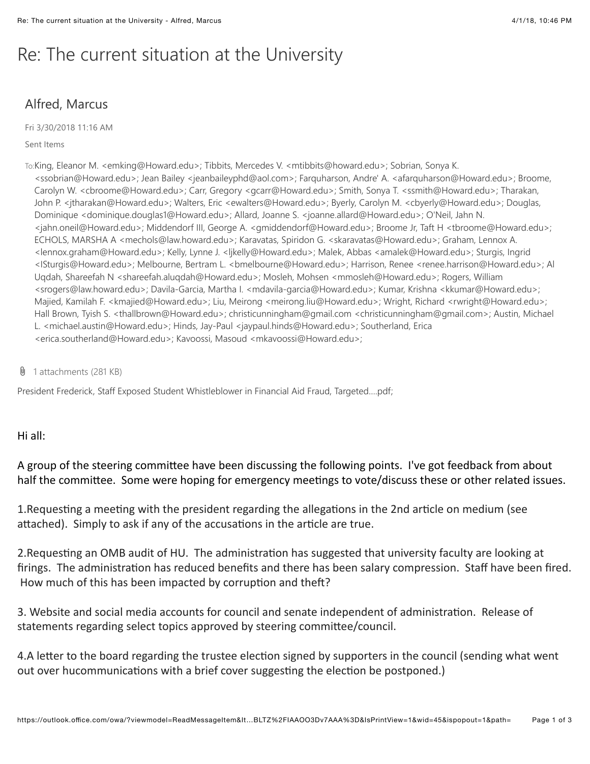# Re: The current situation at the University

## Alfred, Marcus

Fri 3/30/2018 11:16 AM

Sent Items

To: King, Eleanor M. <emking@Howard.edu>; Tibbits, Mercedes V. <mtibbits@howard.edu>; Sobrian, Sonya K. <ssobrian@Howard.edu>; Jean Bailey <jeanbaileyphd@aol.com>; Farquharson, Andre' A. <afarquharson@Howard.edu>; Broome, Carolyn W. <cbroome@Howard.edu>; Carr, Gregory <gcarr@Howard.edu>; Smith, Sonya T. <ssmith@Howard.edu>; Tharakan, John P. <jtharakan@Howard.edu>; Walters, Eric <ewalters@Howard.edu>; Byerly, Carolyn M. <cbyerly@Howard.edu>; Douglas, Dominique <dominique.douglas1@Howard.edu>; Allard, Joanne S. <joanne.allard@Howard.edu>; O'Neil, Jahn N. <jahn.oneil@Howard.edu>; Middendorf III, George A. <gmiddendorf@Howard.edu>; Broome Jr, Taft H <tbroome@Howard.edu>; ECHOLS, MARSHA A <mechols@law.howard.edu>; Karavatas, Spiridon G. <skaravatas@Howard.edu>; Graham, Lennox A. <lennox.graham@Howard.edu>; Kelly, Lynne J. <ljkelly@Howard.edu>; Malek, Abbas <amalek@Howard.edu>; Sturgis, Ingrid <ISturgis@Howard.edu>; Melbourne, Bertram L. <bmelbourne@Howard.edu>; Harrison, Renee <renee.harrison@Howard.edu>; Al Uqdah, Shareefah N <shareefah.aluqdah@Howard.edu>; Mosleh, Mohsen <mmosleh@Howard.edu>; Rogers, William <srogers@law.howard.edu>; Davila-Garcia, Martha I. <mdavila-garcia@Howard.edu>; Kumar, Krishna <kkumar@Howard.edu>; Majied, Kamilah F. <kmajied@Howard.edu>; Liu, Meirong <meirong.liu@Howard.edu>; Wright, Richard <rwright@Howard.edu>; Hall Brown, Tyish S. <thallbrown@Howard.edu>; christicunningham@gmail.com <christicunningham@gmail.com>; Austin, Michael L. <michael.austin@Howard.edu>; Hinds, Jay-Paul <jaypaul.hinds@Howard.edu>; Southerland, Erica <erica.southerland@Howard.edu>; Kavoossi, Masoud <mkavoossi@Howard.edu>;

1 attachments (281 KB)

President Frederick, Staff Exposed Student Whistleblower in Financial Aid Fraud, Targeted….pdf;

Hi all:

A group of the steering committee have been discussing the following points. I've got feedback from about half the committee. Some were hoping for emergency meetings to vote/discuss these or other related issues.

1.Requesting a meeting with the president regarding the allegations in the 2nd article on medium (see attached). Simply to ask if any of the accusations in the article are true.

2.Requesting an OMB audit of HU. The administration has suggested that university faculty are looking at firings. The administration has reduced benefits and there has been salary compression. Staff have been fired. How much of this has been impacted by corruption and theft?

3. Website and social media accounts for council and senate independent of administration. Release of statements regarding select topics approved by steering committee/council.

4.A letter to the board regarding the trustee election signed by supporters in the council (sending what went out over hucommunications with a brief cover suggesting the election be postponed.)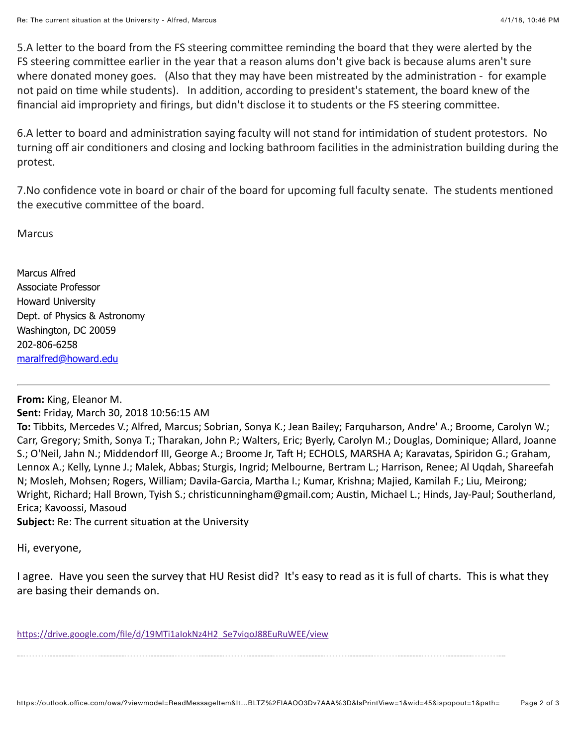5.A letter to the board from the FS steering committee reminding the board that they were alerted by the FS steering committee earlier in the year that a reason alums don't give back is because alums aren't sure where donated money goes. (Also that they may have been mistreated by the administration - for example not paid on time while students). In addition, according to president's statement, the board knew of the financial aid impropriety and firings, but didn't disclose it to students or the FS steering committee.

6.A letter to board and administration saying faculty will not stand for intimidation of student protestors. No turning off air conditioners and closing and locking bathroom facilities in the administration building during the protest.

7.No confidence vote in board or chair of the board for upcoming full faculty senate. The students mentioned the executive committee of the board.

Marcus

Marcus Alfred
Associate Professor
Howard University
Dept. of Physics & Astronomy
Washington, DC 20059
202-806-6258
maralfred@howard.edu

---

**From:** King, Eleanor M.
**Sent:** Friday, March 30, 2018 10:56:15 AM
**To:** Tibbits, Mercedes V.; Alfred, Marcus; Sobrian, Sonya K.; Jean Bailey; Farquharson, Andre' A.; Broome, Carolyn W.; Carr, Gregory; Smith, Sonya T.; Tharakan, John P.; Walters, Eric; Byerly, Carolyn M.; Douglas, Dominique; Allard, Joanne S.; O'Neil, Jahn N.; Middendorf III, George A.; Broome Jr, Taft H; ECHOLS, MARSHA A; Karavatas, Spiridon G.; Graham, Lennox A.; Kelly, Lynne J.; Malek, Abbas; Sturgis, Ingrid; Melbourne, Bertram L.; Harrison, Renee; Al Uqdah, Shareefah N; Mosleh, Mohsen; Rogers, William; Davila-Garcia, Martha I.; Kumar, Krishna; Majied, Kamilah F.; Liu, Meirong; Wright, Richard; Hall Brown, Tyish S.; christicunningham@gmail.com; Austin, Michael L.; Hinds, Jay-Paul; Southerland, Erica; Kavoossi, Masoud
**Subject:** Re: The current situation at the University

Hi, everyone,

I agree. Have you seen the survey that HU Resist did? It's easy to read as it is full of charts. This is what they are basing their demands on.

https://drive.google.com/file/d/19MTi1aIokNz4H2_Se7viqoJ88EuRuWEE/view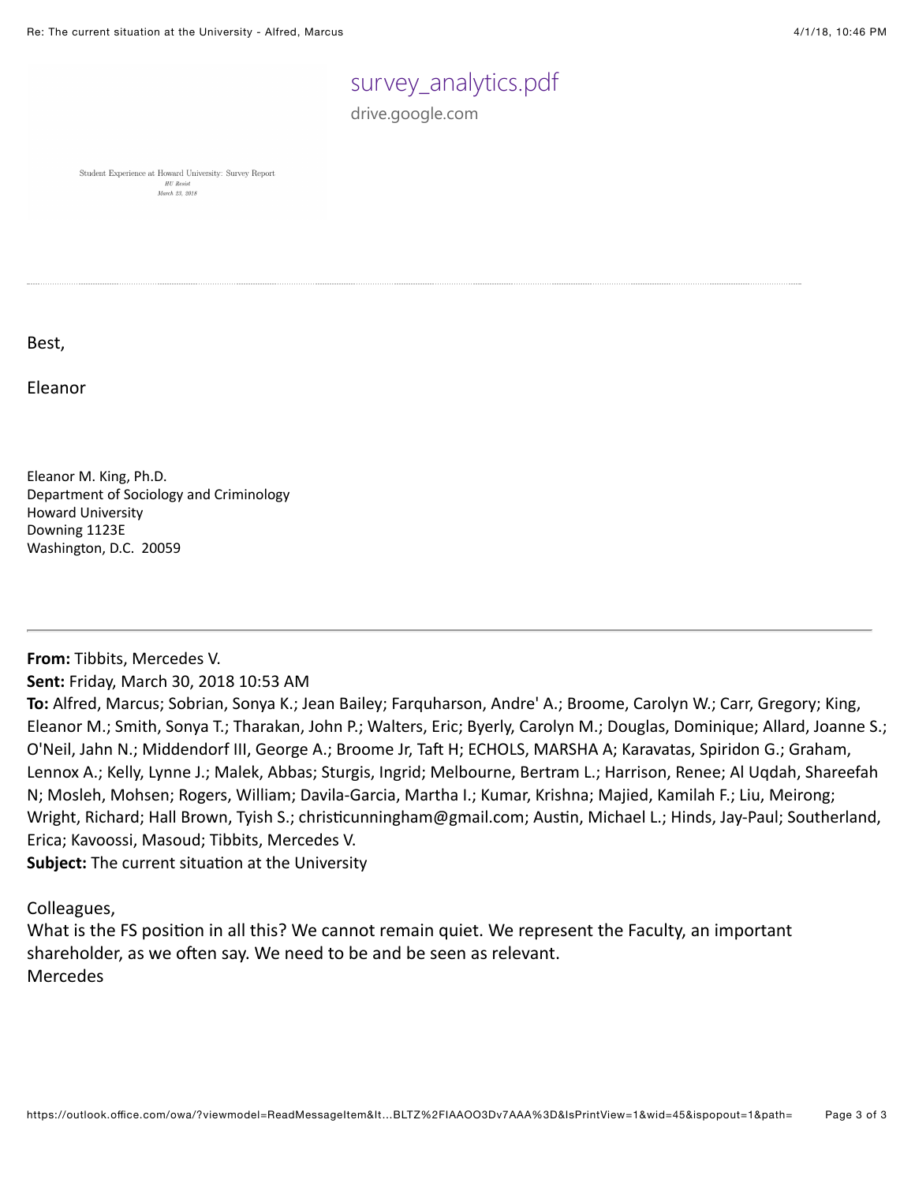survey_analytics.pdf

drive.google.com

Student Experience at Howard University: Survey Report

*HU Resist*

*March 23, 2018*

---

Best,

Eleanor

Eleanor M. King, Ph.D.
Department of Sociology and Criminology
Howard University
Downing 1123E
Washington, D.C. 20059

---

**From:** Tibbits, Mercedes V.
**Sent:** Friday, March 30, 2018 10:53 AM
**To:** Alfred, Marcus; Sobrian, Sonya K.; Jean Bailey; Farquharson, Andre' A.; Broome, Carolyn W.; Carr, Gregory; King, Eleanor M.; Smith, Sonya T.; Tharakan, John P.; Walters, Eric; Byerly, Carolyn M.; Douglas, Dominique; Allard, Joanne S.; O'Neil, Jahn N.; Middendorf III, George A.; Broome Jr, Taft H; ECHOLS, MARSHA A; Karavatas, Spiridon G.; Graham, Lennox A.; Kelly, Lynne J.; Malek, Abbas; Sturgis, Ingrid; Melbourne, Bertram L.; Harrison, Renee; Al Uqdah, Shareefah N; Mosleh, Mohsen; Rogers, William; Davila-Garcia, Martha I.; Kumar, Krishna; Majied, Kamilah F.; Liu, Meirong; Wright, Richard; Hall Brown, Tyish S.; christicunningham@gmail.com; Austin, Michael L.; Hinds, Jay-Paul; Southerland, Erica; Kavoossi, Masoud; Tibbits, Mercedes V.
**Subject:** The current situation at the University

Colleagues,
What is the FS position in all this? We cannot remain quiet. We represent the Faculty, an important shareholder, as we often say. We need to be and be seen as relevant.
Mercedes